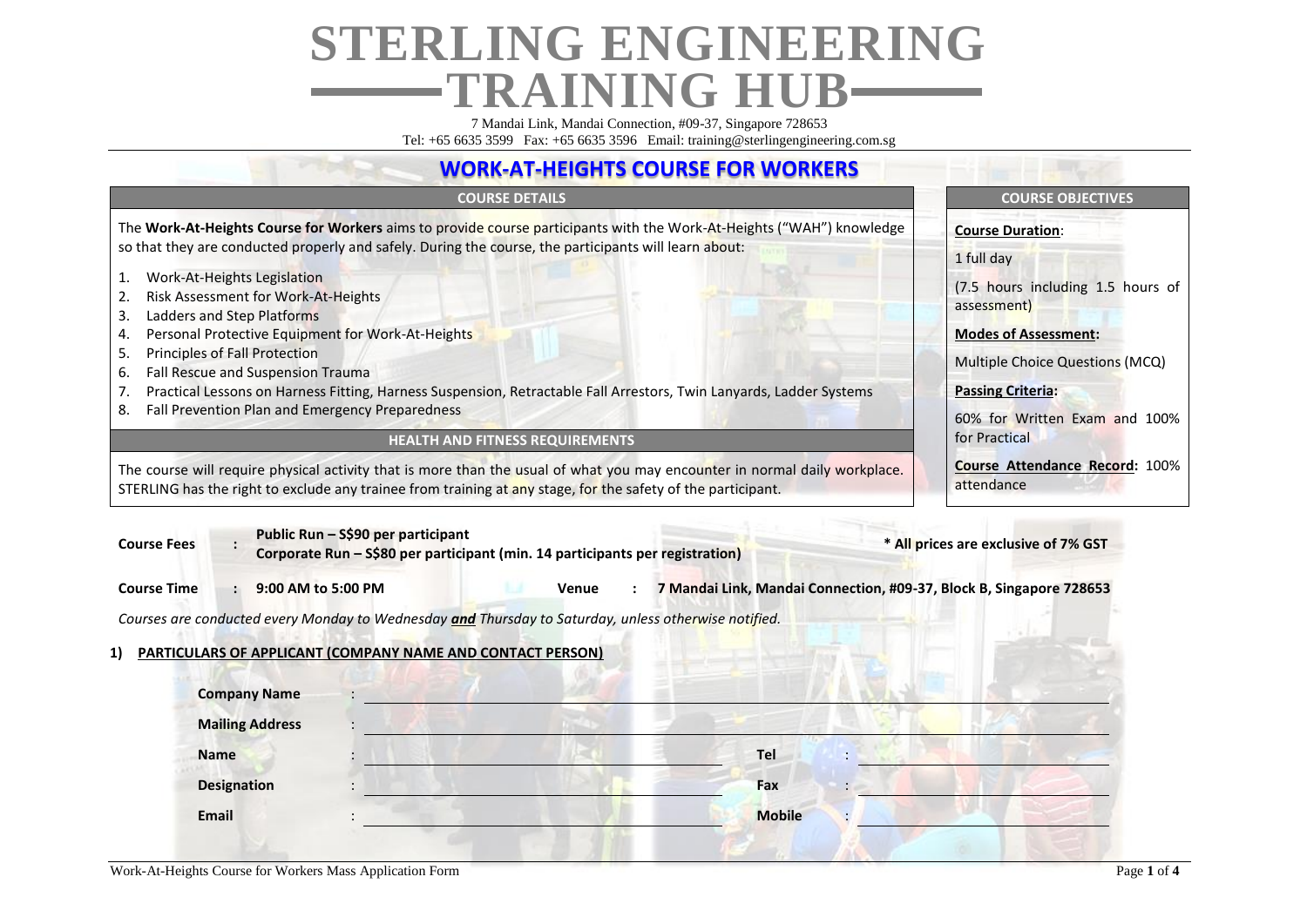# STERLING ENGINEERING TRAINING HUB

7 Mandai Link, Mandai Connection, #09-37, Singapore 728653
Tel: +65 6635 3599 Fax: +65 6635 3596 Email: training@sterlingengineering.com.sg

## WORK-AT-HEIGHTS COURSE FOR WORKERS

### COURSE DETAILS

The **Work-At-Heights Course for Workers** aims to provide course participants with the Work-At-Heights ("WAH") knowledge so that they are conducted properly and safely. During the course, the participants will learn about:

1. Work-At-Heights Legislation
2. Risk Assessment for Work-At-Heights
3. Ladders and Step Platforms
4. Personal Protective Equipment for Work-At-Heights
5. Principles of Fall Protection
6. Fall Rescue and Suspension Trauma
7. Practical Lessons on Harness Fitting, Harness Suspension, Retractable Fall Arrestors, Twin Lanyards, Ladder Systems
8. Fall Prevention Plan and Emergency Preparedness

### HEALTH AND FITNESS REQUIREMENTS

The course will require physical activity that is more than the usual of what you may encounter in normal daily workplace. STERLING has the right to exclude any trainee from training at any stage, for the safety of the participant.

### COURSE OBJECTIVES

**Course Duration**:

1 full day

(7.5 hours including 1.5 hours of assessment)

**Modes of Assessment:**

Multiple Choice Questions (MCQ)

**Passing Criteria:**

60% for Written Exam and 100% for Practical

**Course Attendance Record:** 100% attendance

**Course Fees** : **Public Run – S$90 per participant**
**Corporate Run – S$80 per participant (min. 14 participants per registration)**

**\* All prices are exclusive of 7% GST**

**Course Time** : **9:00 AM to 5:00 PM** **Venue** : **7 Mandai Link, Mandai Connection, #09-37, Block B, Singapore 728653**

*Courses are conducted every Monday to Wednesday **and** Thursday to Saturday, unless otherwise notified.*

**1) PARTICULARS OF APPLICANT (COMPANY NAME AND CONTACT PERSON)**

| | | | |
|---|---|---|---|
| **Company Name** | : | | |
| **Mailing Address** | : | | |
| **Name** | : | **Tel** | : |
| **Designation** | : | **Fax** | : |
| **Email** | : | **Mobile** | : |

Work-At-Heights Course for Workers Mass Application Form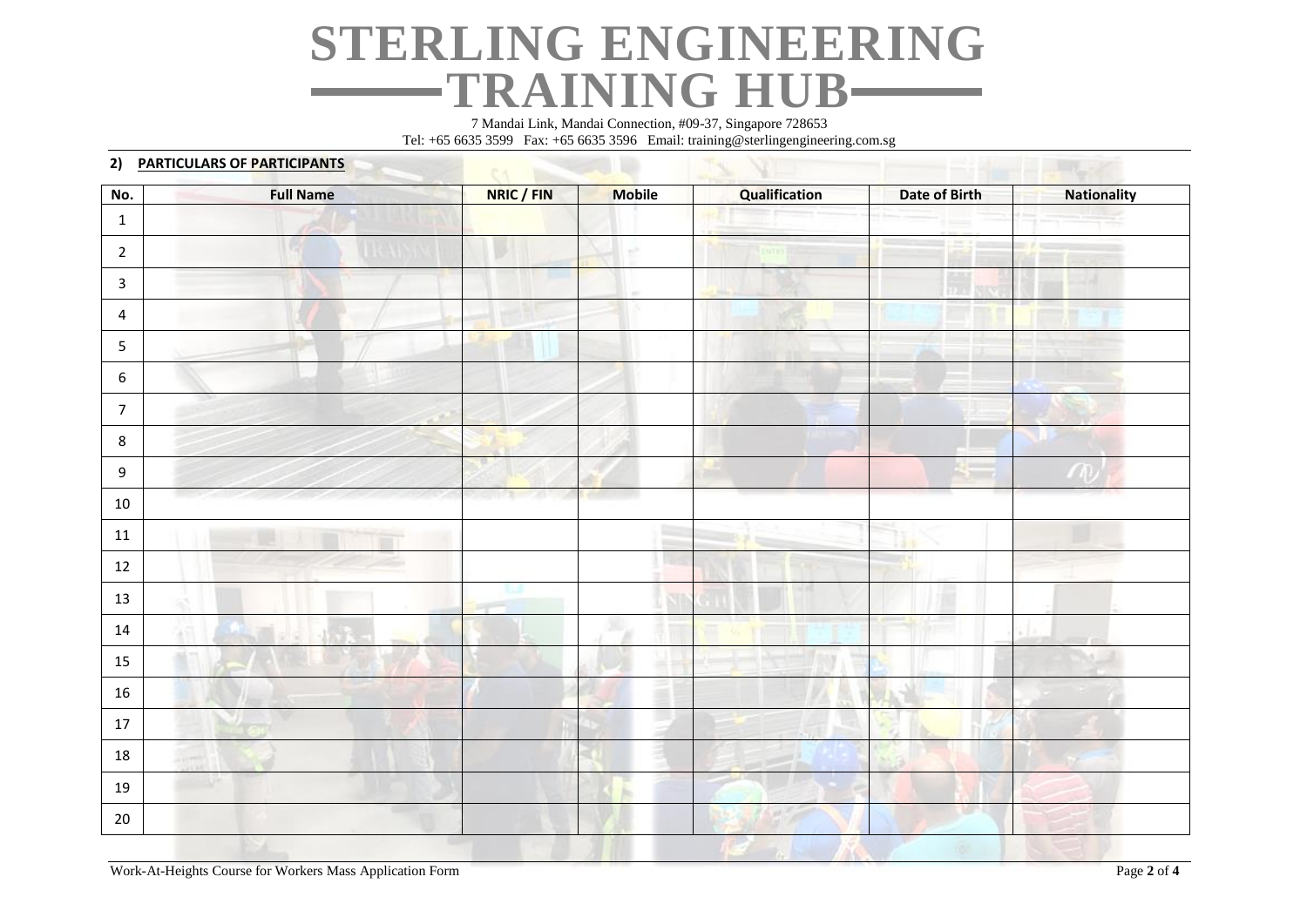# STERLING ENGINEERING TRAINING HUB

7 Mandai Link, Mandai Connection, #09-37, Singapore 728653
Tel: +65 6635 3599 Fax: +65 6635 3596 Email: training@sterlingengineering.com.sg

## 2) PARTICULARS OF PARTICIPANTS

| No. | Full Name | NRIC / FIN | Mobile | Qualification | Date of Birth | Nationality |
|---|---|---|---|---|---|---|
| 1 | | | | | | |
| 2 | | | | | | |
| 3 | | | | | | |
| 4 | | | | | | |
| 5 | | | | | | |
| 6 | | | | | | |
| 7 | | | | | | |
| 8 | | | | | | |
| 9 | | | | | | |
| 10 | | | | | | |
| 11 | | | | | | |
| 12 | | | | | | |
| 13 | | | | | | |
| 14 | | | | | | |
| 15 | | | | | | |
| 16 | | | | | | |
| 17 | | | | | | |
| 18 | | | | | | |
| 19 | | | | | | |
| 20 | | | | | | |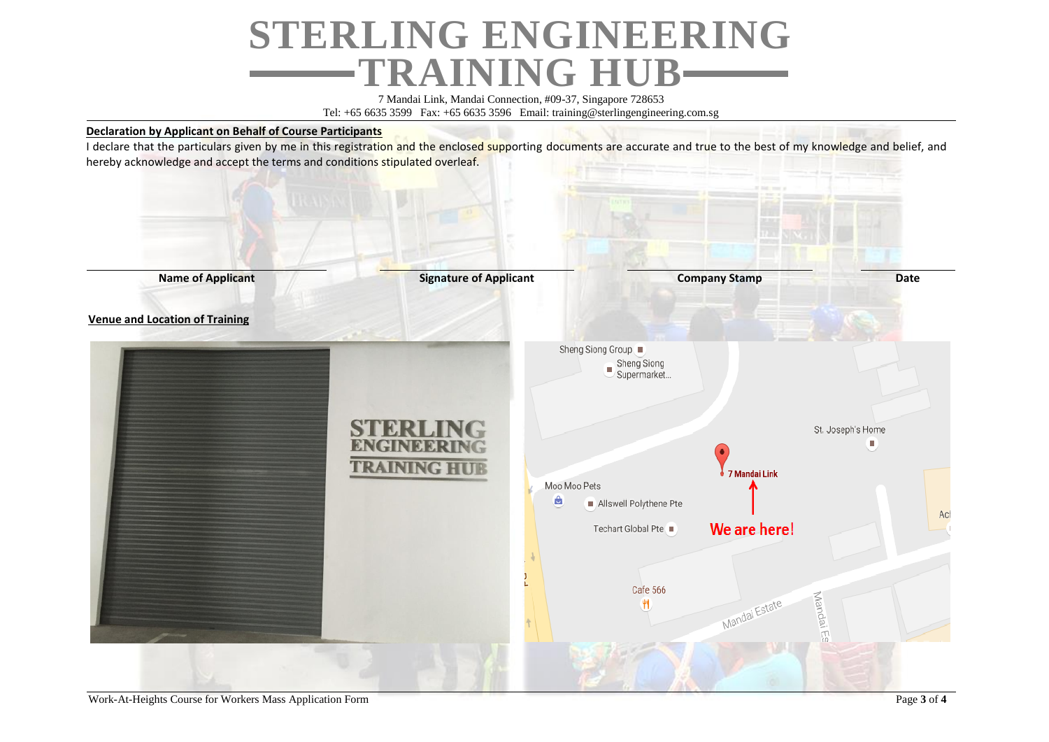# STERLING ENGINEERING TRAINING HUB

7 Mandai Link, Mandai Connection, #09-37, Singapore 728653
Tel: +65 6635 3599 Fax: +65 6635 3596 Email: training@sterlingengineering.com.sg

**Declaration by Applicant on Behalf of Course Participants**

I declare that the particulars given by me in this registration and the enclosed supporting documents are accurate and true to the best of my knowledge and belief, and hereby acknowledge and accept the terms and conditions stipulated overleaf.

| **Name of Applicant** | **Signature of Applicant** | **Company Stamp** | **Date** |
| --- | --- | --- | --- |
| | | | |

**Venue and Location of Training**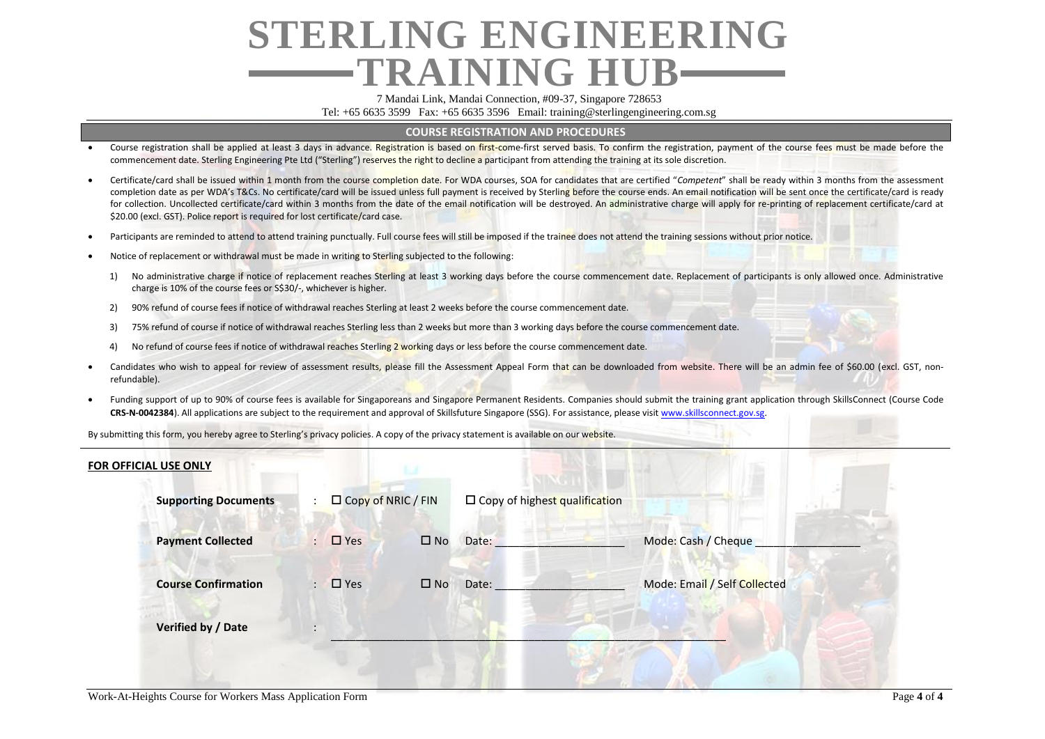# STERLING ENGINEERING TRAINING HUB

7 Mandai Link, Mandai Connection, #09-37, Singapore 728653

Tel: +65 6635 3599 Fax: +65 6635 3596 Email: training@sterlingengineering.com.sg

## COURSE REGISTRATION AND PROCEDURES

- Course registration shall be applied at least 3 days in advance. Registration is based on first-come-first served basis. To confirm the registration, payment of the course fees must be made before the commencement date. Sterling Engineering Pte Ltd ("Sterling") reserves the right to decline a participant from attending the training at its sole discretion.
- Certificate/card shall be issued within 1 month from the course completion date. For WDA courses, SOA for candidates that are certified "*Competent*" shall be ready within 3 months from the assessment completion date as per WDA's T&Cs. No certificate/card will be issued unless full payment is received by Sterling before the course ends. An email notification will be sent once the certificate/card is ready for collection. Uncollected certificate/card within 3 months from the date of the email notification will be destroyed. An administrative charge will apply for re-printing of replacement certificate/card at $20.00 (excl. GST). Police report is required for lost certificate/card case.
- Participants are reminded to attend training punctually. Full course fees will still be imposed if the trainee does not attend the training sessions without prior notice.
- Notice of replacement or withdrawal must be made in writing to Sterling subjected to the following:
  1) No administrative charge if notice of replacement reaches Sterling at least 3 working days before the course commencement date. Replacement of participants is only allowed once. Administrative charge is 10% of the course fees or S$30/-, whichever is higher.
  2) 90% refund of course fees if notice of withdrawal reaches Sterling at least 2 weeks before the course commencement date.
  3) 75% refund of course if notice of withdrawal reaches Sterling less than 2 weeks but more than 3 working days before the course commencement date.
  4) No refund of course fees if notice of withdrawal reaches Sterling 2 working days or less before the course commencement date.
- Candidates who wish to appeal for review of assessment results, please fill the Assessment Appeal Form that can be downloaded from website. There will be an admin fee of $60.00 (excl. GST, non-refundable).
- Funding support of up to 90% of course fees is available for Singaporeans and Singapore Permanent Residents. Companies should submit the training grant application through SkillsConnect (Course Code **CRS-N-0042384**). All applications are subject to the requirement and approval of Skillsfuture Singapore (SSG). For assistance, please visit www.skillsconnect.gov.sg.

By submitting this form, you hereby agree to Sterling's privacy policies. A copy of the privacy statement is available on our website.

**FOR OFFICIAL USE ONLY**

| | | | | | |
|---|---|---|---|---|---|
| **Supporting Documents** | : ☐ Copy of NRIC / FIN | | ☐ Copy of highest qualification | | |
| **Payment Collected** | : ☐ Yes | ☐ No | Date: ____________ | Mode: Cash / Cheque ____________ | |
| **Course Confirmation** | : ☐ Yes | ☐ No | Date: ____________ | Mode: Email / Self Collected | |
| **Verified by / Date** | : ________________________________________ | | | | |

Work-At-Heights Course for Workers Mass Application Form